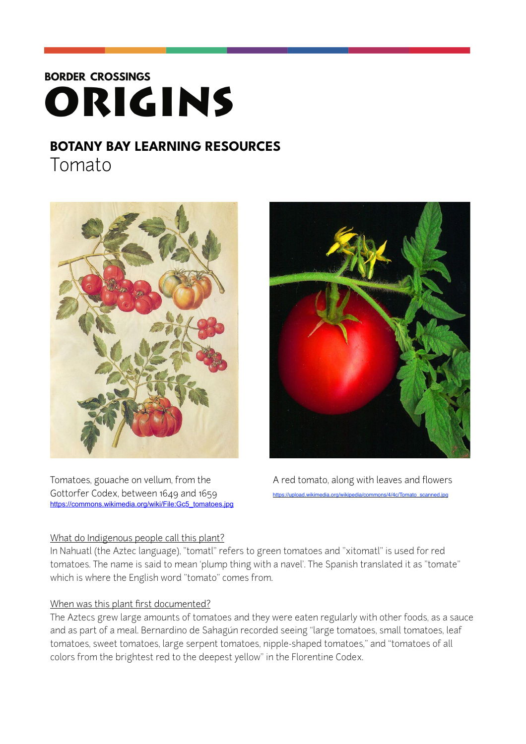**BORDER CROSSINGS**

# ORIGINS

## BOTANY BAY LEARNING RESOURCES

Tomato

Tomatoes, gouache on vellum, from the Gottorfer Codex, between 1649 and 1659
https://commons.wikimedia.org/wiki/File:Gc5_tomatoes.jpg

A red tomato, along with leaves and flowers
https://upload.wikimedia.org/wikipedia/commons/4/4c/Tomato_scanned.jpg

### What do Indigenous people call this plant?

In Nahuatl (the Aztec language), "tomatl" refers to green tomatoes and "xitomatl" is used for red tomatoes. The name is said to mean 'plump thing with a navel'. The Spanish translated it as "tomate" which is where the English word "tomato" comes from.

### When was this plant first documented?

The Aztecs grew large amounts of tomatoes and they were eaten regularly with other foods, as a sauce and as part of a meal. Bernardino de Sahagún recorded seeing "large tomatoes, small tomatoes, leaf tomatoes, sweet tomatoes, large serpent tomatoes, nipple-shaped tomatoes," and "tomatoes of all colors from the brightest red to the deepest yellow" in the Florentine Codex.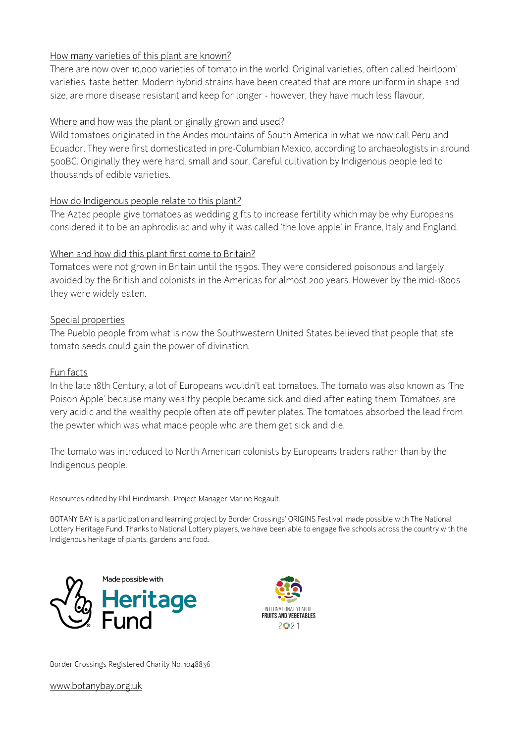<u>How many varieties of this plant are known?</u>

There are now over 10,000 varieties of tomato in the world. Original varieties, often called 'heirloom' varieties, taste better. Modern hybrid strains have been created that are more uniform in shape and size, are more disease resistant and keep for longer - however, they have much less flavour.

<u>Where and how was the plant originally grown and used?</u>

Wild tomatoes originated in the Andes mountains of South America in what we now call Peru and Ecuador. They were first domesticated in pre-Columbian Mexico, according to archaeologists in around 500BC. Originally they were hard, small and sour. Careful cultivation by Indigenous people led to thousands of edible varieties.

<u>How do Indigenous people relate to this plant?</u>

The Aztec people give tomatoes as wedding gifts to increase fertility which may be why Europeans considered it to be an aphrodisiac and why it was called 'the love apple' in France, Italy and England.

<u>When and how did this plant first come to Britain?</u>

Tomatoes were not grown in Britain until the 1590s. They were considered poisonous and largely avoided by the British and colonists in the Americas for almost 200 years. However by the mid-1800s they were widely eaten.

<u>Special properties</u>

The Pueblo people from what is now the Southwestern United States believed that people that ate tomato seeds could gain the power of divination.

<u>Fun facts</u>

In the late 18th Century, a lot of Europeans wouldn't eat tomatoes. The tomato was also known as 'The Poison Apple' because many wealthy people became sick and died after eating them. Tomatoes are very acidic and the wealthy people often ate off pewter plates. The tomatoes absorbed the lead from the pewter which was what made people who are them get sick and die.

The tomato was introduced to North American colonists by Europeans traders rather than by the Indigenous people.

Resources edited by Phil Hindmarsh. Project Manager Marine Begault.

BOTANY BAY is a participation and learning project by Border Crossings' ORIGINS Festival, made possible with The National Lottery Heritage Fund. Thanks to National Lottery players, we have been able to engage five schools across the country with the Indigenous heritage of plants, gardens and food.

Made possible with Heritage Fund

INTERNATIONAL YEAR OF FRUITS AND VEGETABLES 2021

Border Crossings Registered Charity No. 1048836

www.botanybay.org.uk